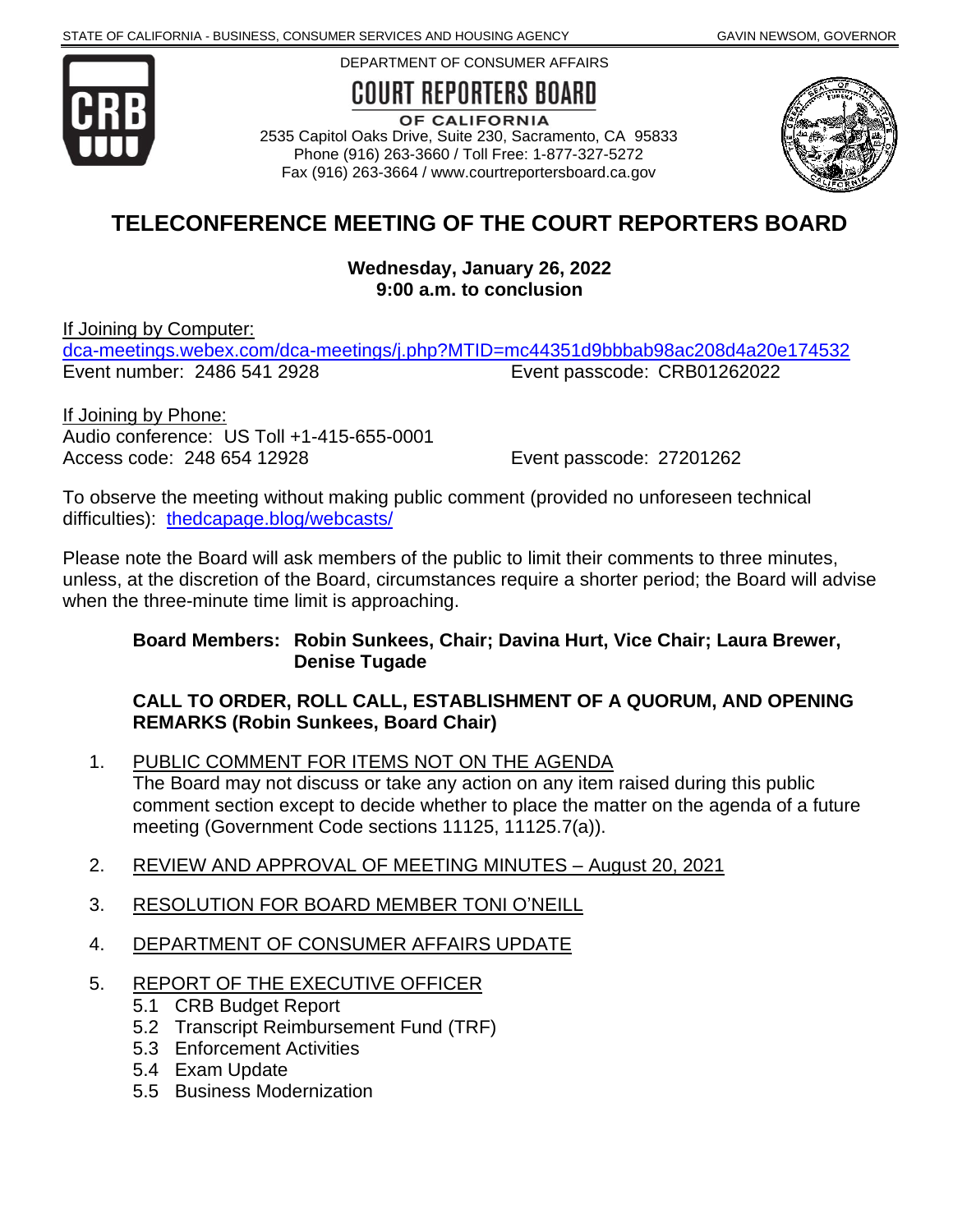STATE OF CALIFORNIA - BUSINESS, CONSUMER SERVICES AND HOUSING AGENCY GAVIN NEWSOM, GOVERNOR

DEPARTMENT OF CONSUMER AFFAIRS

**COURT REPORTERS BOARD**
**OF CALIFORNIA**

2535 Capitol Oaks Drive, Suite 230, Sacramento, CA 95833
Phone (916) 263-3660 / Toll Free: 1-877-327-5272
Fax (916) 263-3664 / www.courtreportersboard.ca.gov

# TELECONFERENCE MEETING OF THE COURT REPORTERS BOARD

**Wednesday, January 26, 2022**
**9:00 a.m. to conclusion**

If Joining by Computer:
dca-meetings.webex.com/dca-meetings/j.php?MTID=mc44351d9bbbab98ac208d4a20e174532
Event number: 2486 541 2928 Event passcode: CRB01262022

If Joining by Phone:
Audio conference: US Toll +1-415-655-0001
Access code: 248 654 12928 Event passcode: 27201262

To observe the meeting without making public comment (provided no unforeseen technical difficulties): thedcapage.blog/webcasts/

Please note the Board will ask members of the public to limit their comments to three minutes, unless, at the discretion of the Board, circumstances require a shorter period; the Board will advise when the three-minute time limit is approaching.

**Board Members: Robin Sunkees, Chair; Davina Hurt, Vice Chair; Laura Brewer, Denise Tugade**

**CALL TO ORDER, ROLL CALL, ESTABLISHMENT OF A QUORUM, AND OPENING REMARKS (Robin Sunkees, Board Chair)**

1. PUBLIC COMMENT FOR ITEMS NOT ON THE AGENDA
   The Board may not discuss or take any action on any item raised during this public comment section except to decide whether to place the matter on the agenda of a future meeting (Government Code sections 11125, 11125.7(a)).

2. REVIEW AND APPROVAL OF MEETING MINUTES – August 20, 2021

3. RESOLUTION FOR BOARD MEMBER TONI O'NEILL

4. DEPARTMENT OF CONSUMER AFFAIRS UPDATE

5. REPORT OF THE EXECUTIVE OFFICER
   - 5.1 CRB Budget Report
   - 5.2 Transcript Reimbursement Fund (TRF)
   - 5.3 Enforcement Activities
   - 5.4 Exam Update
   - 5.5 Business Modernization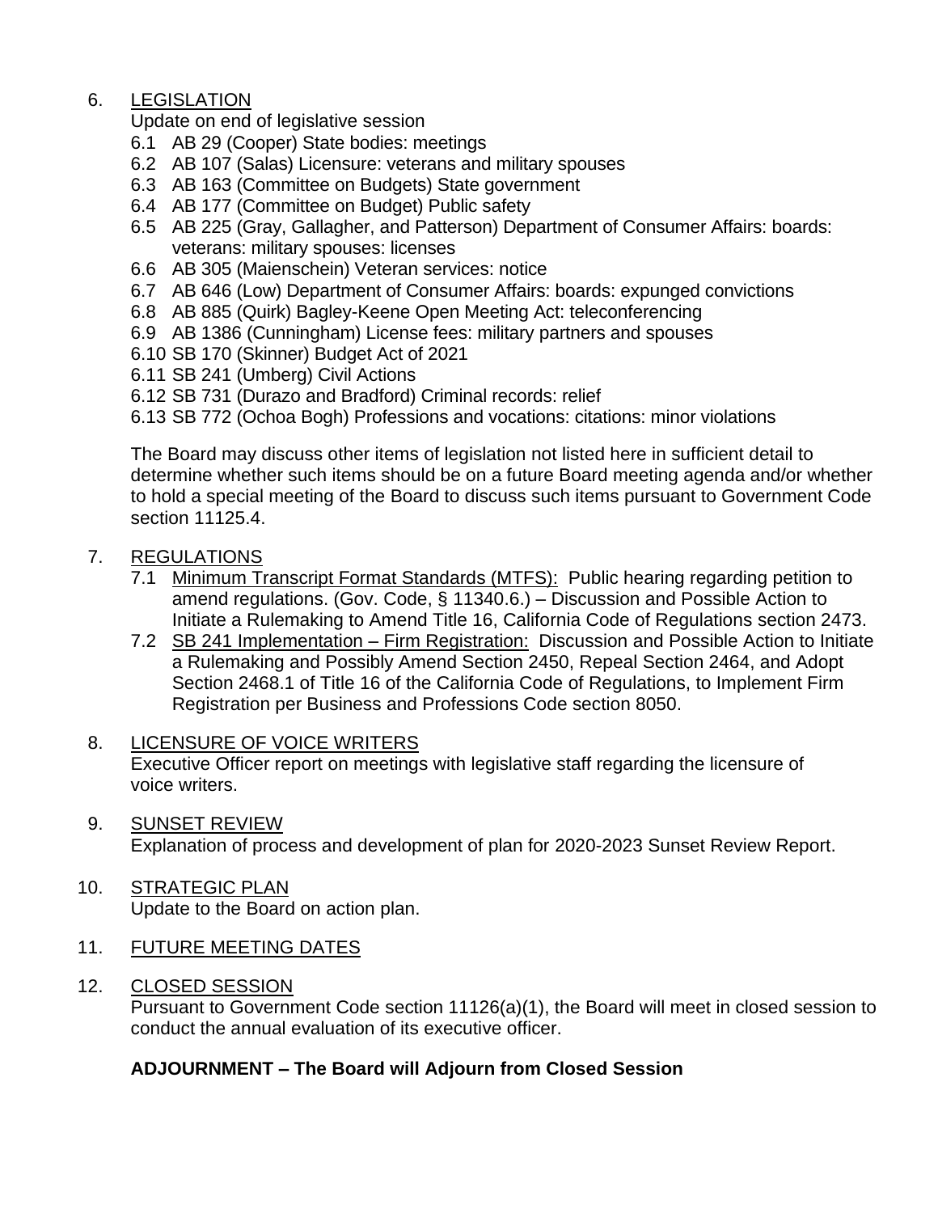6. LEGISLATION

   Update on end of legislative session

   6.1 AB 29 (Cooper) State bodies: meetings
   6.2 AB 107 (Salas) Licensure: veterans and military spouses
   6.3 AB 163 (Committee on Budgets) State government
   6.4 AB 177 (Committee on Budget) Public safety
   6.5 AB 225 (Gray, Gallagher, and Patterson) Department of Consumer Affairs: boards: veterans: military spouses: licenses
   6.6 AB 305 (Maienschein) Veteran services: notice
   6.7 AB 646 (Low) Department of Consumer Affairs: boards: expunged convictions
   6.8 AB 885 (Quirk) Bagley-Keene Open Meeting Act: teleconferencing
   6.9 AB 1386 (Cunningham) License fees: military partners and spouses
   6.10 SB 170 (Skinner) Budget Act of 2021
   6.11 SB 241 (Umberg) Civil Actions
   6.12 SB 731 (Durazo and Bradford) Criminal records: relief
   6.13 SB 772 (Ochoa Bogh) Professions and vocations: citations: minor violations

   The Board may discuss other items of legislation not listed here in sufficient detail to determine whether such items should be on a future Board meeting agenda and/or whether to hold a special meeting of the Board to discuss such items pursuant to Government Code section 11125.4.

7. REGULATIONS

   7.1 Minimum Transcript Format Standards (MTFS): Public hearing regarding petition to amend regulations. (Gov. Code, § 11340.6.) – Discussion and Possible Action to Initiate a Rulemaking to Amend Title 16, California Code of Regulations section 2473.
   7.2 SB 241 Implementation – Firm Registration: Discussion and Possible Action to Initiate a Rulemaking and Possibly Amend Section 2450, Repeal Section 2464, and Adopt Section 2468.1 of Title 16 of the California Code of Regulations, to Implement Firm Registration per Business and Professions Code section 8050.

8. LICENSURE OF VOICE WRITERS

   Executive Officer report on meetings with legislative staff regarding the licensure of voice writers.

9. SUNSET REVIEW

   Explanation of process and development of plan for 2020-2023 Sunset Review Report.

10. STRATEGIC PLAN

    Update to the Board on action plan.

11. FUTURE MEETING DATES

12. CLOSED SESSION

    Pursuant to Government Code section 11126(a)(1), the Board will meet in closed session to conduct the annual evaluation of its executive officer.

**ADJOURNMENT – The Board will Adjourn from Closed Session**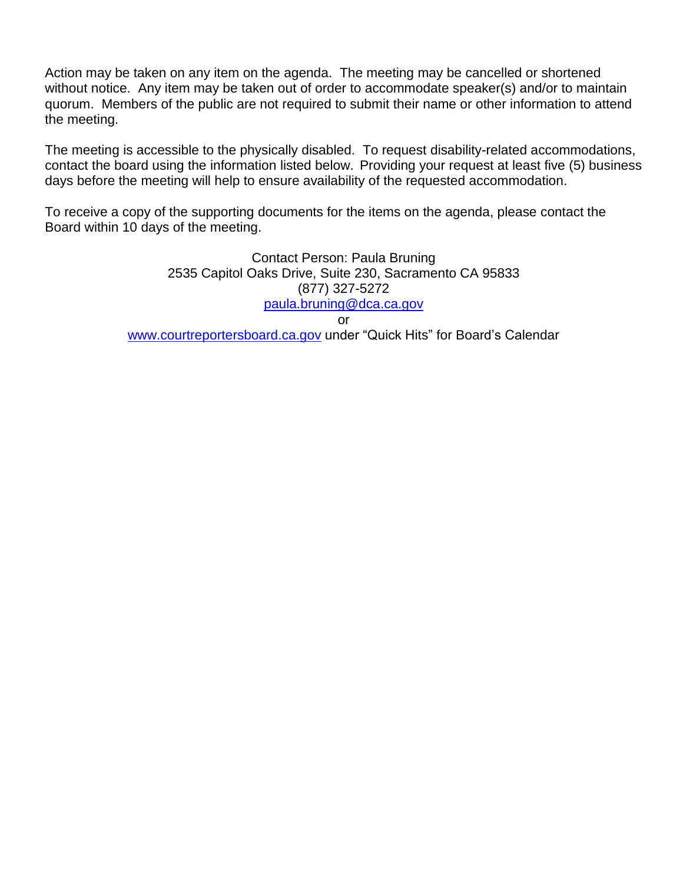Action may be taken on any item on the agenda. The meeting may be cancelled or shortened without notice. Any item may be taken out of order to accommodate speaker(s) and/or to maintain quorum. Members of the public are not required to submit their name or other information to attend the meeting.

The meeting is accessible to the physically disabled. To request disability-related accommodations, contact the board using the information listed below. Providing your request at least five (5) business days before the meeting will help to ensure availability of the requested accommodation.

To receive a copy of the supporting documents for the items on the agenda, please contact the Board within 10 days of the meeting.

Contact Person: Paula Bruning
2535 Capitol Oaks Drive, Suite 230, Sacramento CA 95833
(877) 327-5272
paula.bruning@dca.ca.gov
or
www.courtreportersboard.ca.gov under "Quick Hits" for Board's Calendar